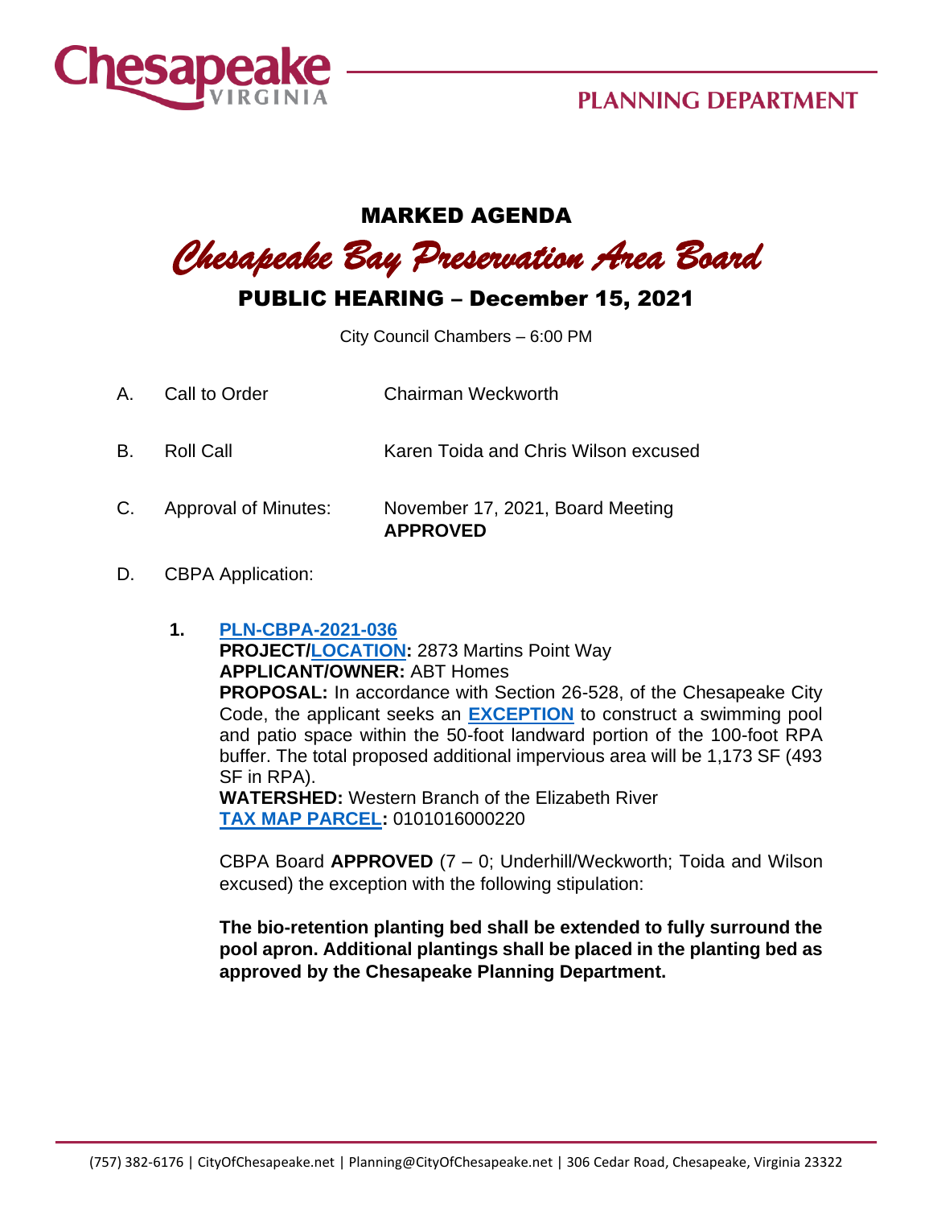PLANNING DEPARTMENT

# MARKED AGENDA

# *Chesapeake Bay Preservation Area Board*

## PUBLIC HEARING – December 15, 2021

City Council Chambers – 6:00 PM

A. Call to Order — Chairman Weckworth

B. Roll Call — Karen Toida and Chris Wilson excused

C. Approval of Minutes: — November 17, 2021, Board Meeting **APPROVED**

D. CBPA Application:

**1. PLN-CBPA-2021-036**

**PROJECT/LOCATION:** 2873 Martins Point Way
**APPLICANT/OWNER:** ABT Homes
**PROPOSAL:** In accordance with Section 26-528, of the Chesapeake City Code, the applicant seeks an **EXCEPTION** to construct a swimming pool and patio space within the 50-foot landward portion of the 100-foot RPA buffer. The total proposed additional impervious area will be 1,173 SF (493 SF in RPA).
**WATERSHED:** Western Branch of the Elizabeth River
**TAX MAP PARCEL:** 0101016000220

CBPA Board **APPROVED** (7 – 0; Underhill/Weckworth; Toida and Wilson excused) the exception with the following stipulation:

**The bio-retention planting bed shall be extended to fully surround the pool apron. Additional plantings shall be placed in the planting bed as approved by the Chesapeake Planning Department.**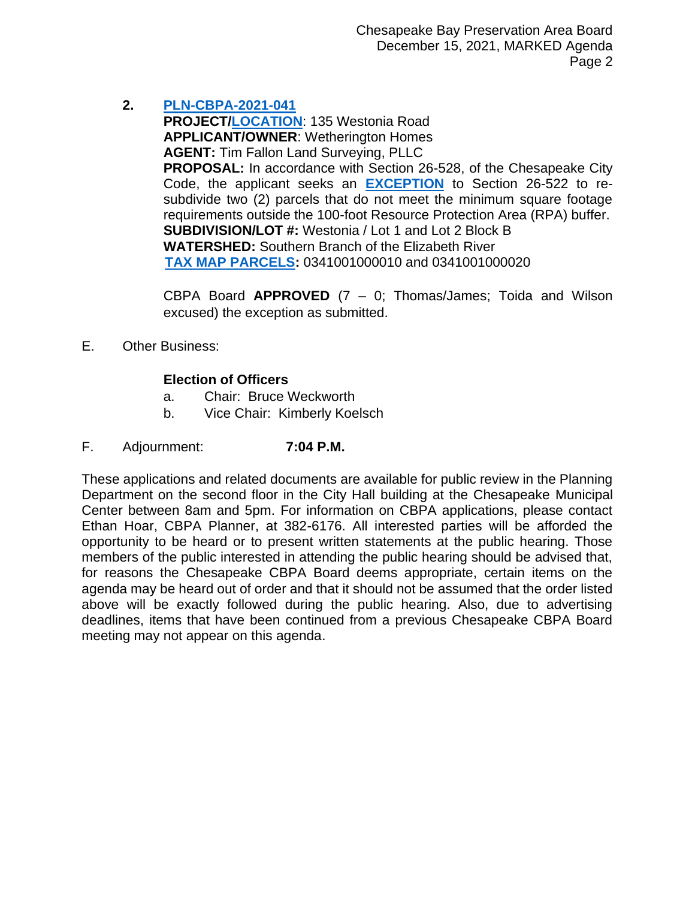2. **PLN-CBPA-2021-041**

**PROJECT/LOCATION**: 135 Westonia Road
**APPLICANT/OWNER**: Wetherington Homes
**AGENT:** Tim Fallon Land Surveying, PLLC
**PROPOSAL:** In accordance with Section 26-528, of the Chesapeake City Code, the applicant seeks an **EXCEPTION** to Section 26-522 to re-subdivide two (2) parcels that do not meet the minimum square footage requirements outside the 100-foot Resource Protection Area (RPA) buffer.
**SUBDIVISION/LOT #:** Westonia / Lot 1 and Lot 2 Block B
**WATERSHED:** Southern Branch of the Elizabeth River
**TAX MAP PARCELS:** 0341001000010 and 0341001000020

CBPA Board **APPROVED** (7 – 0; Thomas/James; Toida and Wilson excused) the exception as submitted.

E. Other Business:

**Election of Officers**

a. Chair: Bruce Weckworth
b. Vice Chair: Kimberly Koelsch

F. Adjournment: **7:04 P.M.**

These applications and related documents are available for public review in the Planning Department on the second floor in the City Hall building at the Chesapeake Municipal Center between 8am and 5pm. For information on CBPA applications, please contact Ethan Hoar, CBPA Planner, at 382-6176. All interested parties will be afforded the opportunity to be heard or to present written statements at the public hearing. Those members of the public interested in attending the public hearing should be advised that, for reasons the Chesapeake CBPA Board deems appropriate, certain items on the agenda may be heard out of order and that it should not be assumed that the order listed above will be exactly followed during the public hearing. Also, due to advertising deadlines, items that have been continued from a previous Chesapeake CBPA Board meeting may not appear on this agenda.